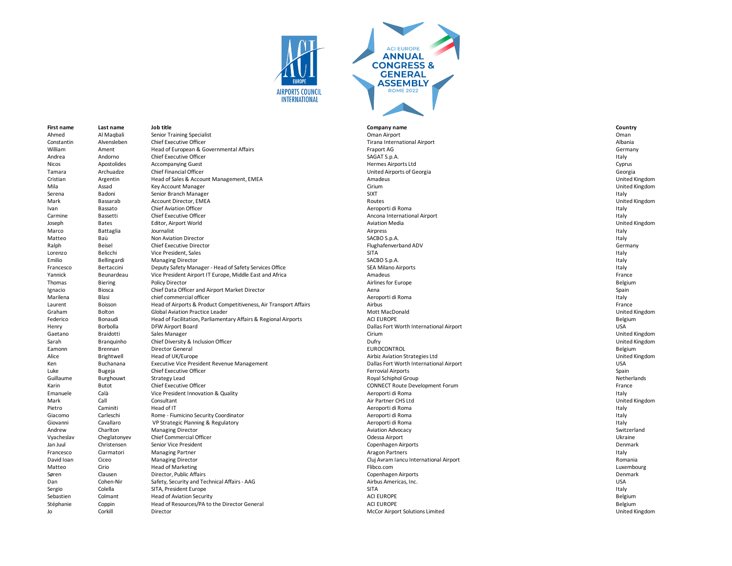ACI EUROPE AIRPORTS COUNCIL INTERNATIONAL

ACI EUROPE ANNUAL CONGRESS & GENERAL ASSEMBLY ROME 2022

| First name | Last name | Job title | Company name | Country |
|---|---|---|---|---|
| Ahmed | Al Maqbali | Senior Training Specialist | Oman Airport | Oman |
| Constantin | Alvensleben | Chief Executive Officer | Tirana International Airport | Albania |
| William | Ament | Head of European & Governmental Affairs | Fraport AG | Germany |
| Andrea | Andorno | Chief Executive Officer | SAGAT S.p.A. | Italy |
| Nicos | Apostolides | Accompanying Guest | Hermes Airports Ltd | Cyprus |
| Tamara | Archuadze | Chief Financial Officer | United Airports of Georgia | Georgia |
| Cristian | Argentin | Head of Sales & Account Management, EMEA | Amadeus | United Kingdom |
| Mila | Assad | Key Account Manager | Cirium | United Kingdom |
| Serena | Badoni | Senior Branch Manager | SIXT | Italy |
| Mark | Bassarab | Account Director, EMEA | Routes | United Kingdom |
| Ivan | Bassato | Chief Aviation Officer | Aeroporti di Roma | Italy |
| Carmine | Bassetti | Chief Executive Officer | Ancona International Airport | Italy |
| Joseph | Bates | Editor, Airport World | Aviation Media | United Kingdom |
| Marco | Battaglia | Journalist | Airpress | Italy |
| Matteo | Baù | Non Aviation Director | SACBO S.p.A. | Italy |
| Ralph | Beisel | Chief Executive Director | Flughafenverband ADV | Germany |
| Lorenzo | Belicchi | Vice President, Sales | SITA | Italy |
| Emilio | Bellingardi | Managing Director | SACBO S.p.A. | Italy |
| Francesco | Bertaccini | Deputy Safety Manager - Head of Safety Services Office | SEA Milano Airports | Italy |
| Yannick | Beunardeau | Vice President Airport IT Europe, Middle East and Africa | Amadeus | France |
| Thomas | Biering | Policy Director | Airlines for Europe | Belgium |
| Ignacio | Biosca | Chief Data Officer and Airport Market Director | Aena | Spain |
| Marilena | Blasi | chief commercial officer | Aeroporti di Roma | Italy |
| Laurent | Boisson | Head of Airports & Product Competitiveness, Air Transport Affairs | Airbus | France |
| Graham | Bolton | Global Aviation Practice Leader | Mott MacDonald | United Kingdom |
| Federico | Bonaudi | Head of Facilitation, Parliamentary Affairs & Regional Airports | ACI EUROPE | Belgium |
| Henry | Borbolla | DFW Airport Board | Dallas Fort Worth International Airport | USA |
| Gaetano | Braidotti | Sales Manager | Cirium | United Kingdom |
| Sarah | Branquinho | Chief Diversity & Inclusion Officer | Dufry | United Kingdom |
| Eamonn | Brennan | Director General | EUROCONTROL | Belgium |
| Alice | Brightwell | Head of UK/Europe | Airbiz Aviation Strategies Ltd | United Kingdom |
| Ken | Buchanana | Executive Vice President Revenue Management | Dallas Fort Worth International Airport | USA |
| Luke | Bugeja | Chief Executive Officer | Ferrovial Airports | Spain |
| Guillaume | Burghouwt | Strategy Lead | Royal Schiphol Group | Netherlands |
| Karin | Butot | Chief Executive Officer | CONNECT Route Development Forum | France |
| Emanuele | Calà | Vice President Innovation & Quality | Aeroporti di Roma | Italy |
| Mark | Call | Consultant | Air Partner CHS Ltd | United Kingdom |
| Pietro | Caminiti | Head of IT | Aeroporti di Roma | Italy |
| Giacomo | Carleschi | Rome - Fiumicino Security Coordinator | Aeroporti di Roma | Italy |
| Giovanni | Cavallaro | VP Strategic Planning & Regulatory | Aeroporti di Roma | Italy |
| Andrew | Charlton | Managing Director | Aviation Advocacy | Switzerland |
| Vyacheslav | Cheglatonyev | Chief Commercial Officer | Odessa Airport | Ukraine |
| Jan Juul | Christensen | Senior Vice President | Copenhagen Airports | Denmark |
| Francesco | Ciarmatori | Managing Partner | Aragon Partners | Italy |
| David Ioan | Ciceo | Managing Director | Cluj Avram Iancu International Airport | Romania |
| Matteo | Cirio | Head of Marketing | Flibco.com | Luxembourg |
| Søren | Clausen | Director, Public Affairs | Copenhagen Airports | Denmark |
| Dan | Cohen-Nir | Safety, Security and Technical Affairs - AAG | Airbus Americas, Inc. | USA |
| Sergio | Colella | SITA, President Europe | SITA | Italy |
| Sebastien | Colmant | Head of Aviation Security | ACI EUROPE | Belgium |
| Stéphanie | Coppin | Head of Resources/PA to the Director General | ACI EUROPE | Belgium |
| Jo | Corkill | Director | McCor Airport Solutions Limited | United Kingdom |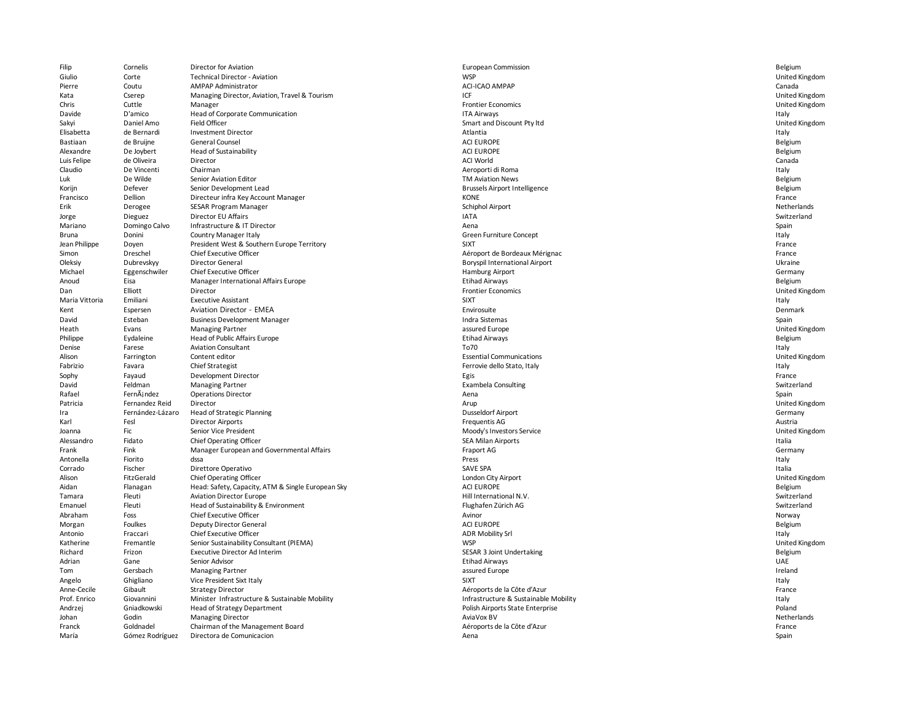| | | | | |
|---|---|---|---|---|
| Filip | Cornelis | Director for Aviation | European Commission | Belgium |
| Giulio | Corte | Technical Director - Aviation | WSP | United Kingdom |
| Pierre | Coutu | AMPAP Administrator | ACI-ICAO AMPAP | Canada |
| Kata | Cserep | Managing Director, Aviation, Travel & Tourism | ICF | United Kingdom |
| Chris | Cuttle | Manager | Frontier Economics | United Kingdom |
| Davide | D'amico | Head of Corporate Communication | ITA Airways | Italy |
| Sakyi | Daniel Amo | Field Officer | Smart and Discount Pty ltd | United Kingdom |
| Elisabetta | de Bernardi | Investment Director | Atlantia | Italy |
| Bastiaan | de Bruijne | General Counsel | ACI EUROPE | Belgium |
| Alexandre | De Joybert | Head of Sustainability | ACI EUROPE | Belgium |
| Luis Felipe | de Oliveira | Director | ACI World | Canada |
| Claudio | De Vincenti | Chairman | Aeroporti di Roma | Italy |
| Luk | De Wilde | Senior Aviation Editor | TM Aviation News | Belgium |
| Korijn | Defever | Senior Development Lead | Brussels Airport Intelligence | Belgium |
| Francisco | Dellion | Directeur infra Key Account Manager | KONE | France |
| Erik | Derogee | SESAR Program Manager | Schiphol Airport | Netherlands |
| Jorge | Dieguez | Director EU Affairs | IATA | Switzerland |
| Mariano | Domingo Calvo | Infrastructure & IT Director | Aena | Spain |
| Bruna | Donini | Country Manager Italy | Green Furniture Concept | Italy |
| Jean Philippe | Doyen | President West & Southern Europe Territory | SIXT | France |
| Simon | Dreschel | Chief Executive Officer | Aéroport de Bordeaux Mérignac | France |
| Oleksiy | Dubrevskyy | Director General | Boryspil International Airport | Ukraine |
| Michael | Eggenschwiler | Chief Executive Officer | Hamburg Airport | Germany |
| Anoud | Eisa | Manager International Affairs Europe | Etihad Airways | Belgium |
| Dan | Elliott | Director | Frontier Economics | United Kingdom |
| Maria Vittoria | Emiliani | Executive Assistant | SIXT | Italy |
| Kent | Espersen | Aviation Director - EMEA | Envirosuite | Denmark |
| David | Esteban | Business Development Manager | Indra Sistemas | Spain |
| Heath | Evans | Managing Partner | assured Europe | United Kingdom |
| Philippe | Eydaleine | Head of Public Affairs Europe | Etihad Airways | Belgium |
| Denise | Farese | Aviation Consultant | To70 | Italy |
| Alison | Farrington | Content editor | Essential Communications | United Kingdom |
| Fabrizio | Favara | Chief Strategist | Ferrovie dello Stato, Italy | Italy |
| Sophy | Fayaud | Development Director | Egis | France |
| David | Feldman | Managing Partner | Exambela Consulting | Switzerland |
| Rafael | FernÃ¡ndez | Operations Director | Aena | Spain |
| Patricia | Fernandez Reid | Director | Arup | United Kingdom |
| Ira | Fernández-Lázaro | Head of Strategic Planning | Dusseldorf Airport | Germany |
| Karl | Fesl | Director Airports | Frequentis AG | Austria |
| Joanna | Fic | Senior Vice President | Moody's Investors Service | United Kingdom |
| Alessandro | Fidato | Chief Operating Officer | SEA Milan Airports | Italia |
| Frank | Fink | Manager European and Governmental Affairs | Fraport AG | Germany |
| Antonella | Fiorito | dssa | Press | Italy |
| Corrado | Fischer | Direttore Operativo | SAVE SPA | Italia |
| Alison | FitzGerald | Chief Operating Officer | London City Airport | United Kingdom |
| Aidan | Flanagan | Head: Safety, Capacity, ATM & Single European Sky | ACI EUROPE | Belgium |
| Tamara | Fleuti | Aviation Director Europe | Hill International N.V. | Switzerland |
| Emanuel | Fleuti | Head of Sustainability & Environment | Flughafen Zürich AG | Switzerland |
| Abraham | Foss | Chief Executive Officer | Avinor | Norway |
| Morgan | Foulkes | Deputy Director General | ACI EUROPE | Belgium |
| Antonio | Fraccari | Chief Executive Officer | ADR Mobility Srl | Italy |
| Katherine | Fremantle | Senior Sustainability Consultant (PIEMA) | WSP | United Kingdom |
| Richard | Frizon | Executive Director Ad Interim | SESAR 3 Joint Undertaking | Belgium |
| Adrian | Gane | Senior Advisor | Etihad Airways | UAE |
| Tom | Gersbach | Managing Partner | assured Europe | Ireland |
| Angelo | Ghigliano | Vice President Sixt Italy | SIXT | Italy |
| Anne-Cecile | Gibault | Strategy Director | Aéroports de la Côte d'Azur | France |
| Prof. Enrico | Giovannini | Minister Infrastructure & Sustainable Mobility | Infrastructure & Sustainable Mobility | Italy |
| Andrzej | Gniadkowski | Head of Strategy Department | Polish Airports State Enterprise | Poland |
| Johan | Godin | Managing Director | AviaVox BV | Netherlands |
| Franck | Goldnadel | Chairman of the Management Board | Aéroports de la Côte d'Azur | France |
| María | Gómez Rodríguez | Directora de Comunicacion | Aena | Spain |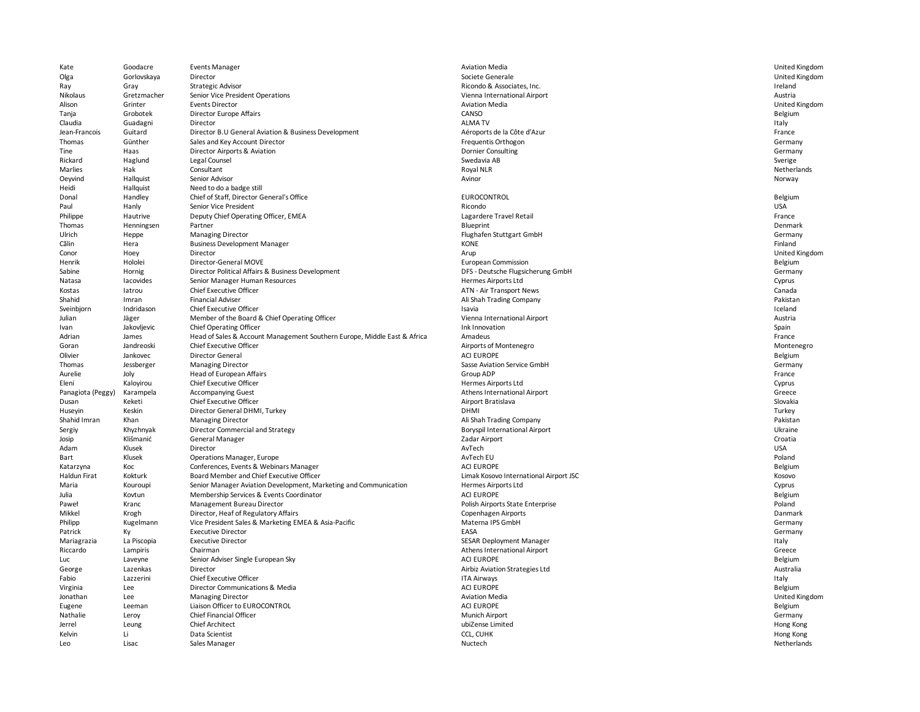| | | | | |
|---|---|---|---|---|
| Kate | Goodacre | Events Manager | Aviation Media | United Kingdom |
| Olga | Gorlovskaya | Director | Societe Generale | United Kingdom |
| Ray | Gray | Strategic Advisor | Ricondo & Associates, Inc. | Ireland |
| Nikolaus | Gretzmacher | Senior Vice President Operations | Vienna International Airport | Austria |
| Alison | Grinter | Events Director | Aviation Media | United Kingdom |
| Tanja | Grobotek | Director Europe Affairs | CANSO | Belgium |
| Claudia | Guadagni | Director | ALMA TV | Italy |
| Jean-Francois | Guitard | Director B.U General Aviation & Business Development | Aéroports de la Côte d'Azur | France |
| Thomas | Günther | Sales and Key Account Director | Frequentis Orthogon | Germany |
| Tine | Haas | Director Airports & Aviation | Dornier Consulting | Germany |
| Rickard | Haglund | Legal Counsel | Swedavia AB | Sverige |
| Marlies | Hak | Consultant | Royal NLR | Netherlands |
| Oeyvind | Hallquist | Senior Advisor | Avinor | Norway |
| Heidi | Hallquist | Need to do a badge still | | |
| Donal | Handley | Chief of Staff, Director General's Office | EUROCONTROL | Belgium |
| Paul | Hanly | Senior Vice President | Ricondo | USA |
| Philippe | Hautrive | Deputy Chief Operating Officer, EMEA | Lagardere Travel Retail | France |
| Thomas | Henningsen | Partner | Blueprint | Denmark |
| Ulrich | Heppe | Managing Director | Flughafen Stuttgart GmbH | Germany |
| Călin | Hera | Business Development Manager | KONE | Finland |
| Conor | Hoey | Director | Arup | United Kingdom |
| Henrik | Hololei | Director-General MOVE | European Commission | Belgium |
| Sabine | Hornig | Director Political Affairs & Business Development | DFS - Deutsche Flugsicherung GmbH | Germany |
| Natasa | Iacovides | Senior Manager Human Resources | Hermes Airports Ltd | Cyprus |
| Kostas | Iatrou | Chief Executive Officer | ATN - Air Transport News | Canada |
| Shahid | Imran | Financial Adviser | Ali Shah Trading Company | Pakistan |
| Sveinbjorn | Indridason | Chief Executive Officer | Isavia | Iceland |
| Julian | Jäger | Member of the Board & Chief Operating Officer | Vienna International Airport | Austria |
| Ivan | Jakovljevic | Chief Operating Officer | Ink Innovation | Spain |
| Adrian | James | Head of Sales & Account Management Southern Europe, Middle East & Africa | Amadeus | France |
| Goran | Jandreoski | Chief Executive Officer | Airports of Montenegro | Montenegro |
| Olivier | Jankovec | Director General | ACI EUROPE | Belgium |
| Thomas | Jessberger | Managing Director | Sasse Aviation Service GmbH | Germany |
| Aurelie | Joly | Head of European Affairs | Group ADP | France |
| Eleni | Kaloyirou | Chief Executive Officer | Hermes Airports Ltd | Cyprus |
| Panagiota (Peggy) | Karampela | Accompanying Guest | Athens International Airport | Greece |
| Dusan | Keketi | Chief Executive Officer | Airport Bratislava | Slovakia |
| Huseyin | Keskin | Director General DHMI, Turkey | DHMI | Turkey |
| Shahid Imran | Khan | Managing Director | Ali Shah Trading Company | Pakistan |
| Sergiy | Khyzhnyak | Director Commercial and Strategy | Boryspil International Airport | Ukraine |
| Josip | Klišmanić | General Manager | Zadar Airport | Croatia |
| Adam | Klusek | Director | AvTech | USA |
| Bart | Klusek | Operations Manager, Europe | AvTech EU | Poland |
| Katarzyna | Koc | Conferences, Events & Webinars Manager | ACI EUROPE | Belgium |
| Haldun Firat | Kokturk | Board Member and Chief Executive Officer | Limak Kosovo International Airport JSC | Kosovo |
| Maria | Kouroupi | Senior Manager Aviation Development, Marketing and Communication | Hermes Airports Ltd | Cyprus |
| Julia | Kovtun | Membership Services & Events Coordinator | ACI EUROPE | Belgium |
| Paweł | Kranc | Management Bureau Director | Polish Airports State Enterprise | Poland |
| Mikkel | Krogh | Director, Heaf of Regulatory Affairs | Copenhagen Airports | Danmark |
| Philipp | Kugelmann | Vice President Sales & Marketing EMEA & Asia-Pacific | Materna IPS GmbH | Germany |
| Patrick | Ky | Executive Director | EASA | Germany |
| Mariagrazia | La Piscopia | Executive Director | SESAR Deployment Manager | Italy |
| Riccardo | Lampiris | Chairman | Athens International Airport | Greece |
| Luc | Laveyne | Senior Adviser Single European Sky | ACI EUROPE | Belgium |
| George | Lazenkas | Director | Airbiz Aviation Strategies Ltd | Australia |
| Fabio | Lazzerini | Chief Executive Officer | ITA Airways | Italy |
| Virginia | Lee | Director Communications & Media | ACI EUROPE | Belgium |
| Jonathan | Lee | Managing Director | Aviation Media | United Kingdom |
| Eugene | Leeman | Liaison Officer to EUROCONTROL | ACI EUROPE | Belgium |
| Nathalie | Leroy | Chief Financial Officer | Munich Airport | Germany |
| Jerrel | Leung | Chief Architect | ubiZense Limited | Hong Kong |
| Kelvin | Li | Data Scientist | CCL, CUHK | Hong Kong |
| Leo | Lisac | Sales Manager | Nuctech | Netherlands |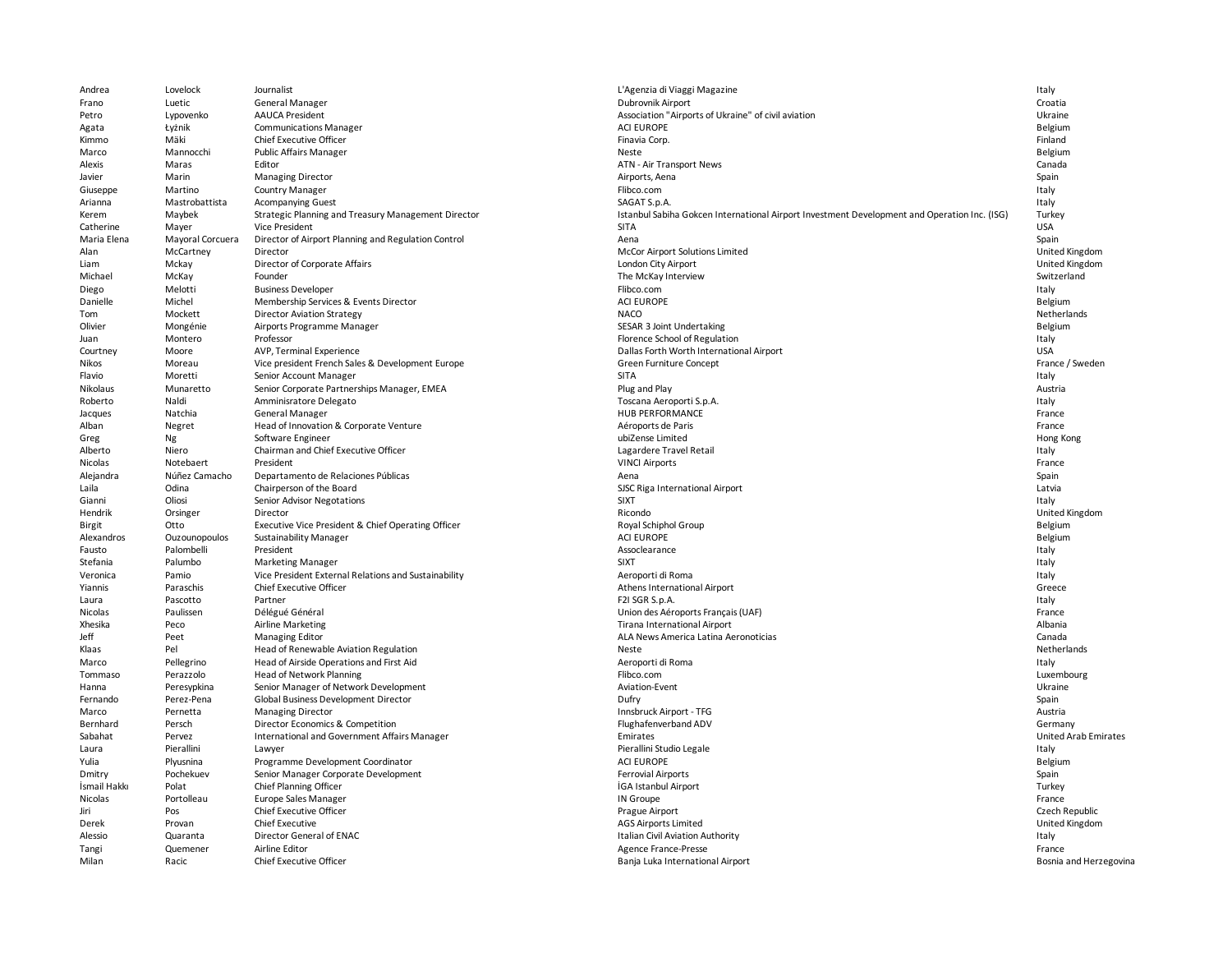| | | | | |
|---|---|---|---|---|
| Andrea | Lovelock | Journalist | L'Agenzia di Viaggi Magazine | Italy |
| Frano | Luetic | General Manager | Dubrovnik Airport | Croatia |
| Petro | Lypovenko | AAUCA President | Association "Airports of Ukraine" of civil aviation | Ukraine |
| Agata | Łyżnik | Communications Manager | ACI EUROPE | Belgium |
| Kimmo | Mäki | Chief Executive Officer | Finavia Corp. | Finland |
| Marco | Mannocchi | Public Affairs Manager | Neste | Belgium |
| Alexis | Maras | Editor | ATN - Air Transport News | Canada |
| Javier | Marin | Managing Director | Airports, Aena | Spain |
| Giuseppe | Martino | Country Manager | Flibco.com | Italy |
| Arianna | Mastrobattista | Acompanying Guest | SAGAT S.p.A. | Italy |
| Kerem | Maybek | Strategic Planning and Treasury Management Director | Istanbul Sabiha Gokcen International Airport Investment Development and Operation Inc. (ISG) | Turkey |
| Catherine | Mayer | Vice President | SITA | USA |
| Maria Elena | Mayoral Corcuera | Director of Airport Planning and Regulation Control | Aena | Spain |
| Alan | McCartney | Director | McCor Airport Solutions Limited | United Kingdom |
| Liam | Mckay | Director of Corporate Affairs | London City Airport | United Kingdom |
| Michael | McKay | Founder | The McKay Interview | Switzerland |
| Diego | Melotti | Business Developer | Flibco.com | Italy |
| Danielle | Michel | Membership Services & Events Director | ACI EUROPE | Belgium |
| Tom | Mockett | Director Aviation Strategy | NACO | Netherlands |
| Olivier | Mongénie | Airports Programme Manager | SESAR 3 Joint Undertaking | Belgium |
| Juan | Montero | Professor | Florence School of Regulation | Italy |
| Courtney | Moore | AVP, Terminal Experience | Dallas Forth Worth International Airport | USA |
| Nikos | Moreau | Vice president French Sales & Development Europe | Green Furniture Concept | France / Sweden |
| Flavio | Moretti | Senior Account Manager | SITA | Italy |
| Nikolaus | Munaretto | Senior Corporate Partnerships Manager, EMEA | Plug and Play | Austria |
| Roberto | Naldi | Amminisratore Delegato | Toscana Aeroporti S.p.A. | Italy |
| Jacques | Natchia | General Manager | HUB PERFORMANCE | France |
| Alban | Negret | Head of Innovation & Corporate Venture | Aéroports de Paris | France |
| Greg | Ng | Software Engineer | ubiZense Limited | Hong Kong |
| Alberto | Niero | Chairman and Chief Executive Officer | Lagardere Travel Retail | Italy |
| Nicolas | Notebaert | President | VINCI Airports | France |
| Alejandra | Núñez Camacho | Departamento de Relaciones Públicas | Aena | Spain |
| Laila | Odina | Chairperson of the Board | SJSC Riga International Airport | Latvia |
| Gianni | Oliosi | Senior Advisor Negotations | SIXT | Italy |
| Hendrik | Orsinger | Director | Ricondo | United Kingdom |
| Birgit | Otto | Executive Vice President & Chief Operating Officer | Royal Schiphol Group | Belgium |
| Alexandros | Ouzounopoulos | Sustainability Manager | ACI EUROPE | Belgium |
| Fausto | Palombelli | President | Assoclearance | Italy |
| Stefania | Palumbo | Marketing Manager | SIXT | Italy |
| Veronica | Pamio | Vice President External Relations and Sustainability | Aeroporti di Roma | Italy |
| Yiannis | Paraschis | Chief Executive Officer | Athens International Airport | Greece |
| Laura | Pascotto | Partner | F2I SGR S.p.A. | Italy |
| Nicolas | Paulissen | Délégué Général | Union des Aéroports Français (UAF) | France |
| Xhesika | Peco | Airline Marketing | Tirana International Airport | Albania |
| Jeff | Peet | Managing Editor | ALA News America Latina Aeronoticias | Canada |
| Klaas | Pel | Head of Renewable Aviation Regulation | Neste | Netherlands |
| Marco | Pellegrino | Head of Airside Operations and First Aid | Aeroporti di Roma | Italy |
| Tommaso | Perazzolo | Head of Network Planning | Flibco.com | Luxembourg |
| Hanna | Peresypkina | Senior Manager of Network Development | Aviation-Event | Ukraine |
| Fernando | Perez-Pena | Global Business Development Director | Dufry | Spain |
| Marco | Pernetta | Managing Director | Innsbruck Airport - TFG | Austria |
| Bernhard | Persch | Director Economics & Competition | Flughafenverband ADV | Germany |
| Sabahat | Pervez | International and Government Affairs Manager | Emirates | United Arab Emirates |
| Laura | Pierallini | Lawyer | Pierallini Studio Legale | Italy |
| Yulia | Plyusnina | Programme Development Coordinator | ACI EUROPE | Belgium |
| Dmitry | Pochekuev | Senior Manager Corporate Development | Ferrovial Airports | Spain |
| İsmail Hakkı | Polat | Chief Planning Officer | İGA Istanbul Airport | Turkey |
| Nicolas | Portolleau | Europe Sales Manager | IN Groupe | France |
| Jiri | Pos | Chief Executive Officer | Prague Airport | Czech Republic |
| Derek | Provan | Chief Executive | AGS Airports Limited | United Kingdom |
| Alessio | Quaranta | Director General of ENAC | Italian Civil Aviation Authority | Italy |
| Tangi | Quemener | Airline Editor | Agence France-Presse | France |
| Milan | Racic | Chief Executive Officer | Banja Luka International Airport | Bosnia and Herzegovina |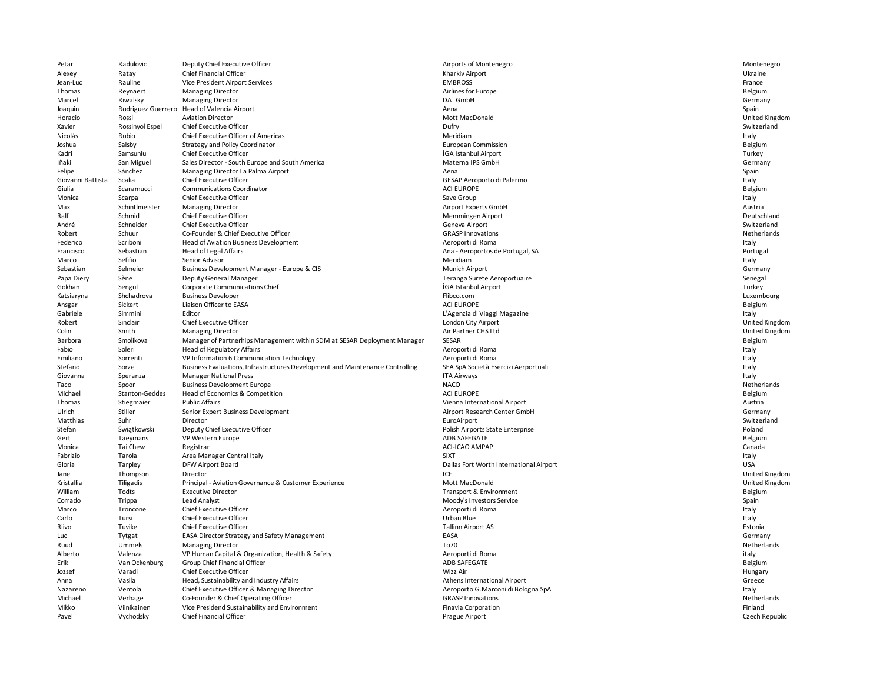| | | | | |
|---|---|---|---|---|
| Petar | Radulovic | Deputy Chief Executive Officer | Airports of Montenegro | Montenegro |
| Alexey | Ratay | Chief Financial Officer | Kharkiv Airport | Ukraine |
| Jean-Luc | Rauline | Vice President Airport Services | EMBROSS | France |
| Thomas | Reynaert | Managing Director | Airlines for Europe | Belgium |
| Marcel | Riwalsky | Managing Director | DA! GmbH | Germany |
| Joaquin | Rodriguez Guerrero | Head of Valencia Airport | Aena | Spain |
| Horacio | Rossi | Aviation Director | Mott MacDonald | United Kingdom |
| Xavier | Rossinyol Espel | Chief Executive Officer | Dufry | Switzerland |
| Nicolás | Rubio | Chief Executive Officer of Americas | Meridiam | Italy |
| Joshua | Salsby | Strategy and Policy Coordinator | European Commission | Belgium |
| Kadri | Samsunlu | Chief Executive Officer | İGA Istanbul Airport | Turkey |
| Iñaki | San Miguel | Sales Director - South Europe and South America | Materna IPS GmbH | Germany |
| Felipe | Sánchez | Managing Director La Palma Airport | Aena | Spain |
| Giovanni Battista | Scalia | Chief Executive Officer | GESAP Aeroporto di Palermo | Italy |
| Giulia | Scaramucci | Communications Coordinator | ACI EUROPE | Belgium |
| Monica | Scarpa | Chief Executive Officer | Save Group | Italy |
| Max | Schintlmeister | Managing Director | Airport Experts GmbH | Austria |
| Ralf | Schmid | Chief Executive Officer | Memmingen Airport | Deutschland |
| André | Schneider | Chief Executive Officer | Geneva Airport | Switzerland |
| Robert | Schuur | Co-Founder & Chief Executive Officer | GRASP Innovations | Netherlands |
| Federico | Scriboni | Head of Aviation Business Development | Aeroporti di Roma | Italy |
| Francisco | Sebastian | Head of Legal Affairs | Ana - Aeroportos de Portugal, SA | Portugal |
| Marco | Sefifio | Senior Advisor | Meridiam | Italy |
| Sebastian | Selmeier | Business Development Manager - Europe & CIS | Munich Airport | Germany |
| Papa Diery | Sène | Deputy General Manager | Teranga Surete Aeroportuaire | Senegal |
| Gokhan | Sengul | Corporate Communications Chief | İGA Istanbul Airport | Turkey |
| Katsiaryna | Shchadrova | Business Developer | Flibco.com | Luxembourg |
| Ansgar | Sickert | Liaison Officer to EASA | ACI EUROPE | Belgium |
| Gabriele | Simmini | Editor | L'Agenzia di Viaggi Magazine | Italy |
| Robert | Sinclair | Chief Executive Officer | London City Airport | United Kingdom |
| Colin | Smith | Managing Director | Air Partner CHS Ltd | United Kingdom |
| Barbora | Smolikova | Manager of Partnerhips Management within SDM at SESAR Deployment Manager | SESAR | Belgium |
| Fabio | Soleri | Head of Regulatory Affairs | Aeroporti di Roma | Italy |
| Emiliano | Sorrenti | VP Information 6 Communication Technology | Aeroporti di Roma | Italy |
| Stefano | Sorze | Business Evaluations, Infrastructures Development and Maintenance Controlling | SEA SpA Società Esercizi Aerportuali | Italy |
| Giovanna | Speranza | Manager National Press | ITA Airways | Italy |
| Taco | Spoor | Business Development Europe | NACO | Netherlands |
| Michael | Stanton-Geddes | Head of Economics & Competition | ACI EUROPE | Belgium |
| Thomas | Stiegmaier | Public Affairs | Vienna International Airport | Austria |
| Ulrich | Stiller | Senior Expert Business Development | Airport Research Center GmbH | Germany |
| Matthias | Suhr | Director | EuroAirport | Switzerland |
| Stefan | Świątkowski | Deputy Chief Executive Officer | Polish Airports State Enterprise | Poland |
| Gert | Taeymans | VP Western Europe | ADB SAFEGATE | Belgium |
| Monica | Tai Chew | Registrar | ACI-ICAO AMPAP | Canada |
| Fabrizio | Tarola | Area Manager Central Italy | SIXT | Italy |
| Gloria | Tarpley | DFW Airport Board | Dallas Fort Worth International Airport | USA |
| Jane | Thompson | Director | ICF | United Kingdom |
| Kristallia | Tiligadis | Principal - Aviation Governance & Customer Experience | Mott MacDonald | United Kingdom |
| William | Todts | Executive Director | Transport & Environment | Belgium |
| Corrado | Trippa | Lead Analyst | Moody's Investors Service | Spain |
| Marco | Troncone | Chief Executive Officer | Aeroporti di Roma | Italy |
| Carlo | Tursi | Chief Executive Officer | Urban Blue | Italy |
| Riivo | Tuvike | Chief Executive Officer | Tallinn Airport AS | Estonia |
| Luc | Tytgat | EASA Director Strategy and Safety Management | EASA | Germany |
| Ruud | Ummels | Managing Director | To70 | Netherlands |
| Alberto | Valenza | VP Human Capital & Organization, Health & Safety | Aeroporti di Roma | italy |
| Erik | Van Ockenburg | Group Chief Financial Officer | ADB SAFEGATE | Belgium |
| Jozsef | Varadi | Chief Executive Officer | Wizz Air | Hungary |
| Anna | Vasila | Head, Sustainability and Industry Affairs | Athens International Airport | Greece |
| Nazareno | Ventola | Chief Executive Officer & Managing Director | Aeroporto G.Marconi di Bologna SpA | Italy |
| Michael | Verhage | Co-Founder & Chief Operating Officer | GRASP Innovations | Netherlands |
| Mikko | Viinikainen | Vice Presidend Sustainability and Environment | Finavia Corporation | Finland |
| Pavel | Vychodsky | Chief Financial Officer | Prague Airport | Czech Republic |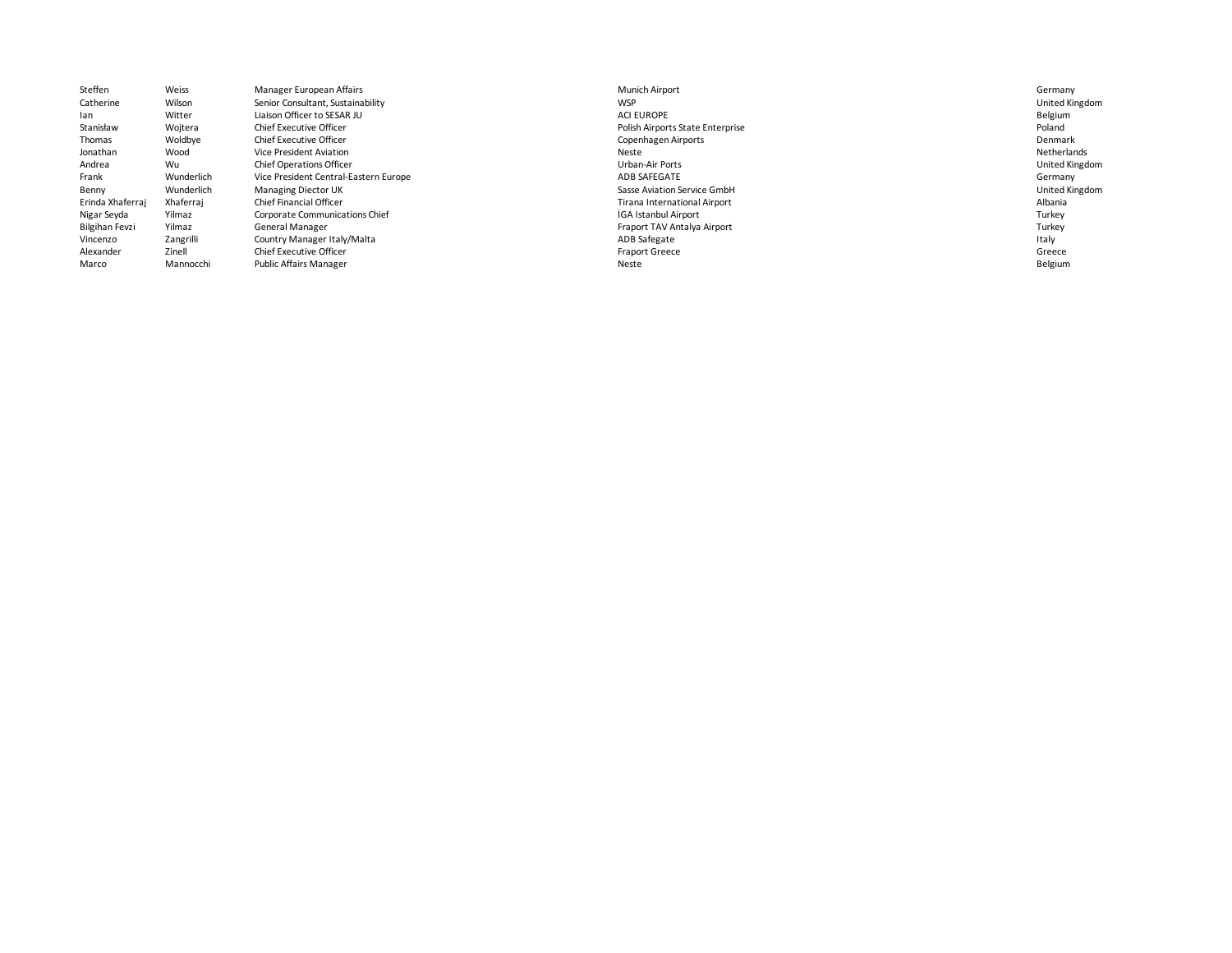| | | | | |
|---|---|---|---|---|
| Steffen | Weiss | Manager European Affairs | Munich Airport | Germany |
| Catherine | Wilson | Senior Consultant, Sustainability | WSP | United Kingdom |
| Ian | Witter | Liaison Officer to SESAR JU | ACI EUROPE | Belgium |
| Stanisław | Wojtera | Chief Executive Officer | Polish Airports State Enterprise | Poland |
| Thomas | Woldbye | Chief Executive Officer | Copenhagen Airports | Denmark |
| Jonathan | Wood | Vice President Aviation | Neste | Netherlands |
| Andrea | Wu | Chief Operations Officer | Urban-Air Ports | United Kingdom |
| Frank | Wunderlich | Vice President Central-Eastern Europe | ADB SAFEGATE | Germany |
| Benny | Wunderlich | Managing Diector UK | Sasse Aviation Service GmbH | United Kingdom |
| Erinda Xhaferraj | Xhaferraj | Chief Financial Officer | Tirana International Airport | Albania |
| Nigar Seyda | Yilmaz | Corporate Communications Chief | İGA Istanbul Airport | Turkey |
| Bilgihan Fevzi | Yilmaz | General Manager | Fraport TAV Antalya Airport | Turkey |
| Vincenzo | Zangrilli | Country Manager Italy/Malta | ADB Safegate | Italy |
| Alexander | Zinell | Chief Executive Officer | Fraport Greece | Greece |
| Marco | Mannocchi | Public Affairs Manager | Neste | Belgium |